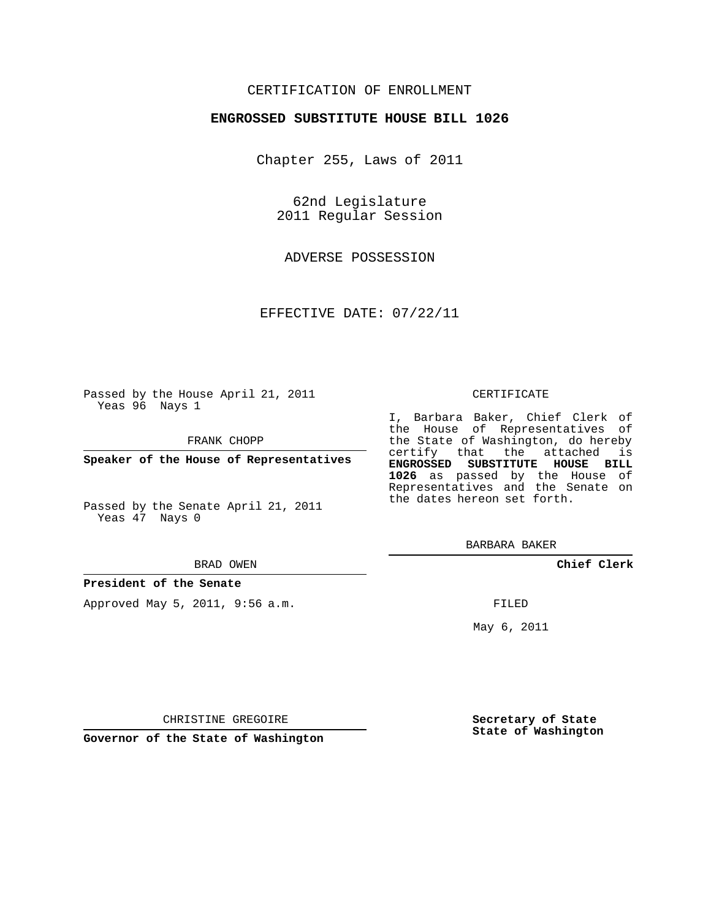CERTIFICATION OF ENROLLMENT

**ENGROSSED SUBSTITUTE HOUSE BILL 1026**

Chapter 255, Laws of 2011

62nd Legislature
2011 Regular Session

ADVERSE POSSESSION

EFFECTIVE DATE: 07/22/11

Passed by the House April 21, 2011
Yeas 96 Nays 1

FRANK CHOPP

**Speaker of the House of Representatives**

Passed by the Senate April 21, 2011
Yeas 47 Nays 0

BRAD OWEN

**President of the Senate**

Approved May 5, 2011, 9:56 a.m.

CHRISTINE GREGOIRE

**Governor of the State of Washington**

CERTIFICATE

I, Barbara Baker, Chief Clerk of the House of Representatives of the State of Washington, do hereby certify that the attached is **ENGROSSED SUBSTITUTE HOUSE BILL 1026** as passed by the House of Representatives and the Senate on the dates hereon set forth.

BARBARA BAKER

**Chief Clerk**

FILED

May 6, 2011

**Secretary of State**
**State of Washington**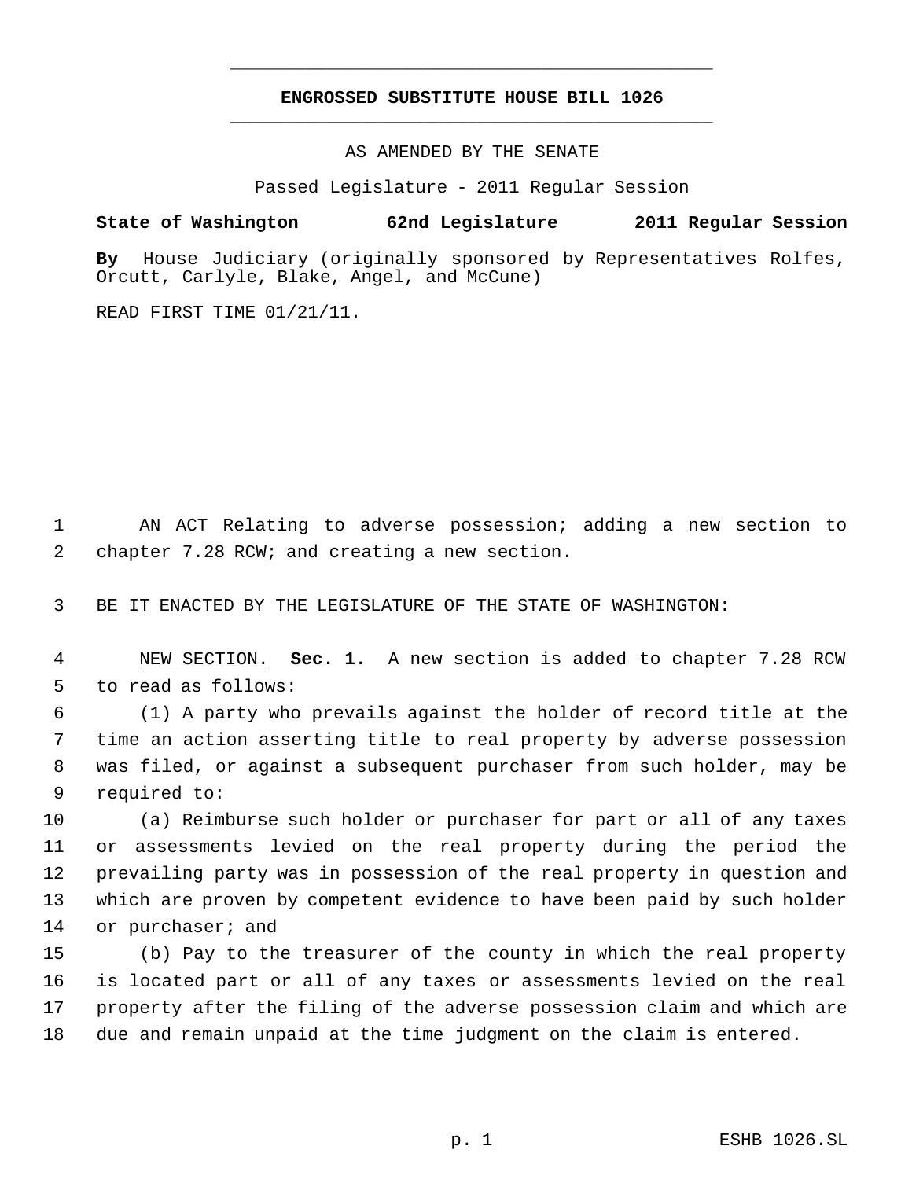# ENGROSSED SUBSTITUTE HOUSE BILL 1026

AS AMENDED BY THE SENATE

Passed Legislature - 2011 Regular Session

**State of Washington 62nd Legislature 2011 Regular Session**

**By** House Judiciary (originally sponsored by Representatives Rolfes, Orcutt, Carlyle, Blake, Angel, and McCune)

READ FIRST TIME 01/21/11.

AN ACT Relating to adverse possession; adding a new section to chapter 7.28 RCW; and creating a new section.

BE IT ENACTED BY THE LEGISLATURE OF THE STATE OF WASHINGTON:

NEW SECTION. **Sec. 1.** A new section is added to chapter 7.28 RCW to read as follows:

(1) A party who prevails against the holder of record title at the time an action asserting title to real property by adverse possession was filed, or against a subsequent purchaser from such holder, may be required to:

(a) Reimburse such holder or purchaser for part or all of any taxes or assessments levied on the real property during the period the prevailing party was in possession of the real property in question and which are proven by competent evidence to have been paid by such holder or purchaser; and

(b) Pay to the treasurer of the county in which the real property is located part or all of any taxes or assessments levied on the real property after the filing of the adverse possession claim and which are due and remain unpaid at the time judgment on the claim is entered.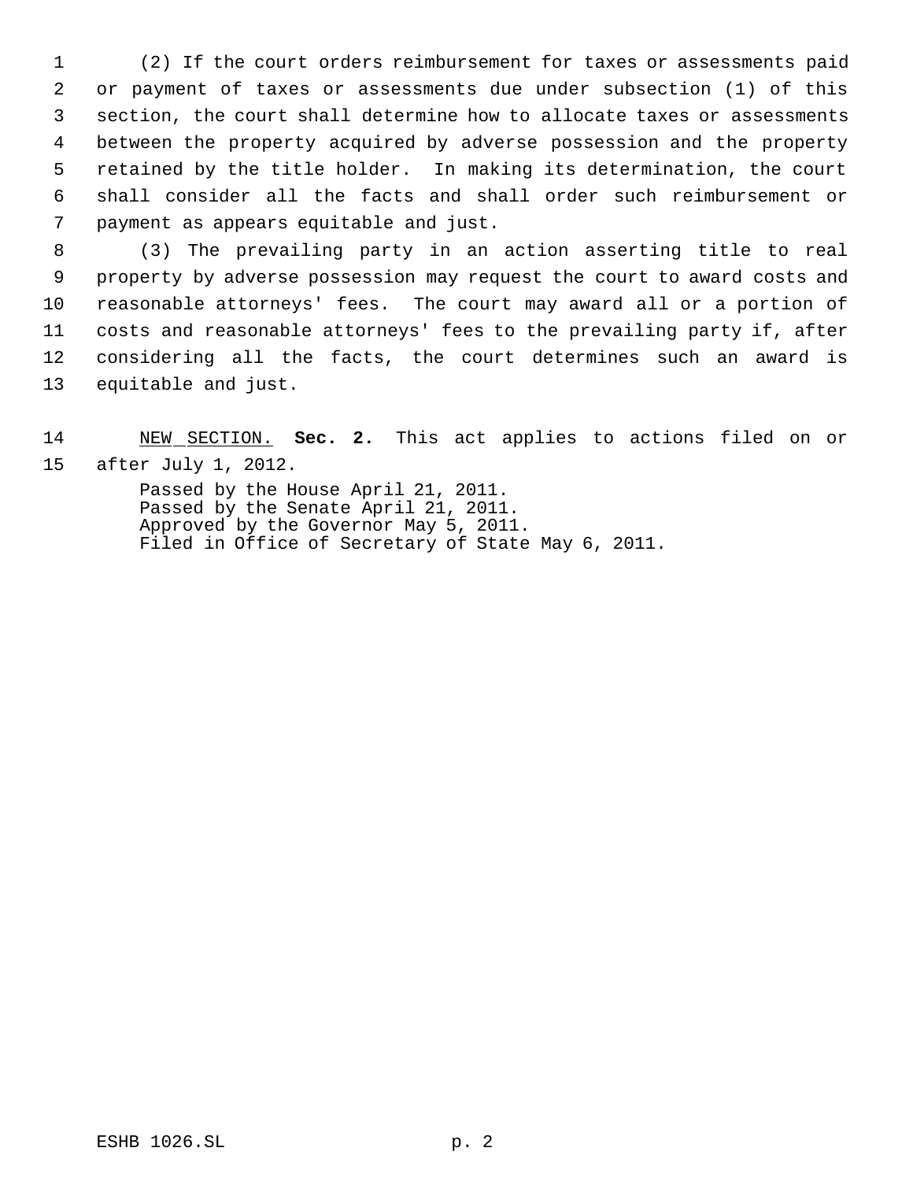(2) If the court orders reimbursement for taxes or assessments paid or payment of taxes or assessments due under subsection (1) of this section, the court shall determine how to allocate taxes or assessments between the property acquired by adverse possession and the property retained by the title holder. In making its determination, the court shall consider all the facts and shall order such reimbursement or payment as appears equitable and just.

(3) The prevailing party in an action asserting title to real property by adverse possession may request the court to award costs and reasonable attorneys' fees. The court may award all or a portion of costs and reasonable attorneys' fees to the prevailing party if, after considering all the facts, the court determines such an award is equitable and just.

NEW SECTION. **Sec. 2.** This act applies to actions filed on or after July 1, 2012.

Passed by the House April 21, 2011.
Passed by the Senate April 21, 2011.
Approved by the Governor May 5, 2011.
Filed in Office of Secretary of State May 6, 2011.